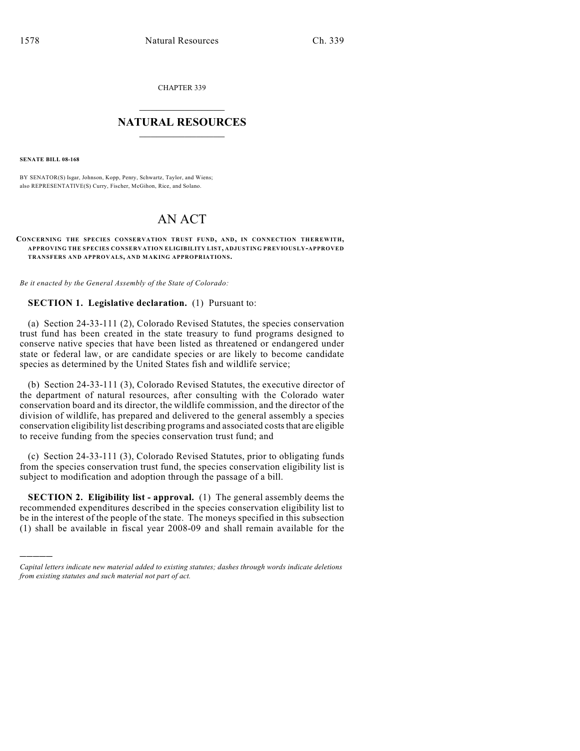CHAPTER 339

## NATURAL RESOURCES

**SENATE BILL 08-168**

BY SENATOR(S) Isgar, Johnson, Kopp, Penry, Schwartz, Taylor, and Wiens;
also REPRESENTATIVE(S) Curry, Fischer, McGihon, Rice, and Solano.

# AN ACT

**CONCERNING THE SPECIES CONSERVATION TRUST FUND, AND, IN CONNECTION THEREWITH, APPROVING THE SPECIES CONSERVATION ELIGIBILITY LIST, ADJUSTING PREVIOUSLY-APPROVED TRANSFERS AND APPROVALS, AND MAKING APPROPRIATIONS.**

*Be it enacted by the General Assembly of the State of Colorado:*

**SECTION 1. Legislative declaration.** (1) Pursuant to:

(a) Section 24-33-111 (2), Colorado Revised Statutes, the species conservation trust fund has been created in the state treasury to fund programs designed to conserve native species that have been listed as threatened or endangered under state or federal law, or are candidate species or are likely to become candidate species as determined by the United States fish and wildlife service;

(b) Section 24-33-111 (3), Colorado Revised Statutes, the executive director of the department of natural resources, after consulting with the Colorado water conservation board and its director, the wildlife commission, and the director of the division of wildlife, has prepared and delivered to the general assembly a species conservation eligibility list describing programs and associated costs that are eligible to receive funding from the species conservation trust fund; and

(c) Section 24-33-111 (3), Colorado Revised Statutes, prior to obligating funds from the species conservation trust fund, the species conservation eligibility list is subject to modification and adoption through the passage of a bill.

**SECTION 2. Eligibility list - approval.** (1) The general assembly deems the recommended expenditures described in the species conservation eligibility list to be in the interest of the people of the state. The moneys specified in this subsection (1) shall be available in fiscal year 2008-09 and shall remain available for the

---

*Capital letters indicate new material added to existing statutes; dashes through words indicate deletions from existing statutes and such material not part of act.*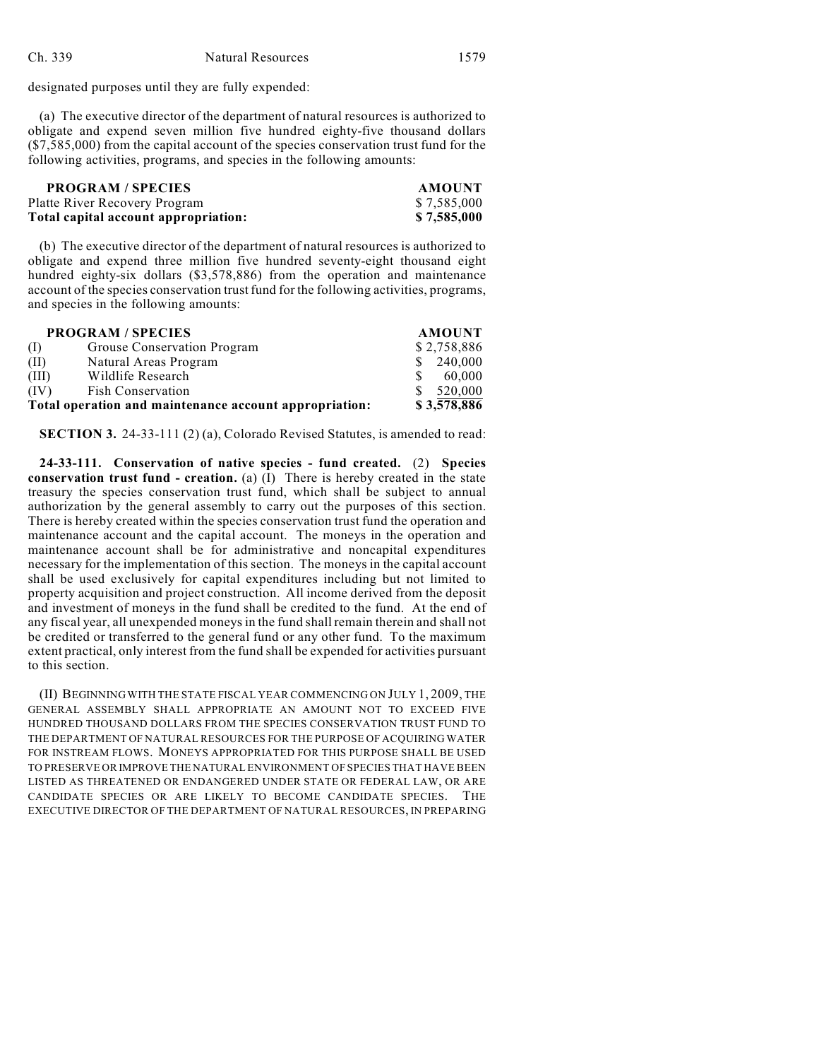designated purposes until they are fully expended:

(a) The executive director of the department of natural resources is authorized to obligate and expend seven million five hundred eighty-five thousand dollars ($7,585,000) from the capital account of the species conservation trust fund for the following activities, programs, and species in the following amounts:

| **PROGRAM / SPECIES** | **AMOUNT** |
|---|---|
| Platte River Recovery Program | $ 7,585,000 |
| **Total capital account appropriation:** | **$ 7,585,000** |

(b) The executive director of the department of natural resources is authorized to obligate and expend three million five hundred seventy-eight thousand eight hundred eighty-six dollars ($3,578,886) from the operation and maintenance account of the species conservation trust fund for the following activities, programs, and species in the following amounts:

| | **PROGRAM / SPECIES** | **AMOUNT** |
|---|---|---|
| (I) | Grouse Conservation Program | $ 2,758,886 |
| (II) | Natural Areas Program | $ 240,000 |
| (III) | Wildlife Research | $ 60,000 |
| (IV) | Fish Conservation | $ 520,000 |
| **Total operation and maintenance account appropriation:** | | **$ 3,578,886** |

**SECTION 3.** 24-33-111 (2) (a), Colorado Revised Statutes, is amended to read:

**24-33-111. Conservation of native species - fund created.** (2) **Species conservation trust fund - creation.** (a) (I) There is hereby created in the state treasury the species conservation trust fund, which shall be subject to annual authorization by the general assembly to carry out the purposes of this section. There is hereby created within the species conservation trust fund the operation and maintenance account and the capital account. The moneys in the operation and maintenance account shall be for administrative and noncapital expenditures necessary for the implementation of this section. The moneys in the capital account shall be used exclusively for capital expenditures including but not limited to property acquisition and project construction. All income derived from the deposit and investment of moneys in the fund shall be credited to the fund. At the end of any fiscal year, all unexpended moneys in the fund shall remain therein and shall not be credited or transferred to the general fund or any other fund. To the maximum extent practical, only interest from the fund shall be expended for activities pursuant to this section.

(II) BEGINNING WITH THE STATE FISCAL YEAR COMMENCING ON JULY 1, 2009, THE GENERAL ASSEMBLY SHALL APPROPRIATE AN AMOUNT NOT TO EXCEED FIVE HUNDRED THOUSAND DOLLARS FROM THE SPECIES CONSERVATION TRUST FUND TO THE DEPARTMENT OF NATURAL RESOURCES FOR THE PURPOSE OF ACQUIRING WATER FOR INSTREAM FLOWS. MONEYS APPROPRIATED FOR THIS PURPOSE SHALL BE USED TO PRESERVE OR IMPROVE THE NATURAL ENVIRONMENT OF SPECIES THAT HAVE BEEN LISTED AS THREATENED OR ENDANGERED UNDER STATE OR FEDERAL LAW, OR ARE CANDIDATE SPECIES OR ARE LIKELY TO BECOME CANDIDATE SPECIES. THE EXECUTIVE DIRECTOR OF THE DEPARTMENT OF NATURAL RESOURCES, IN PREPARING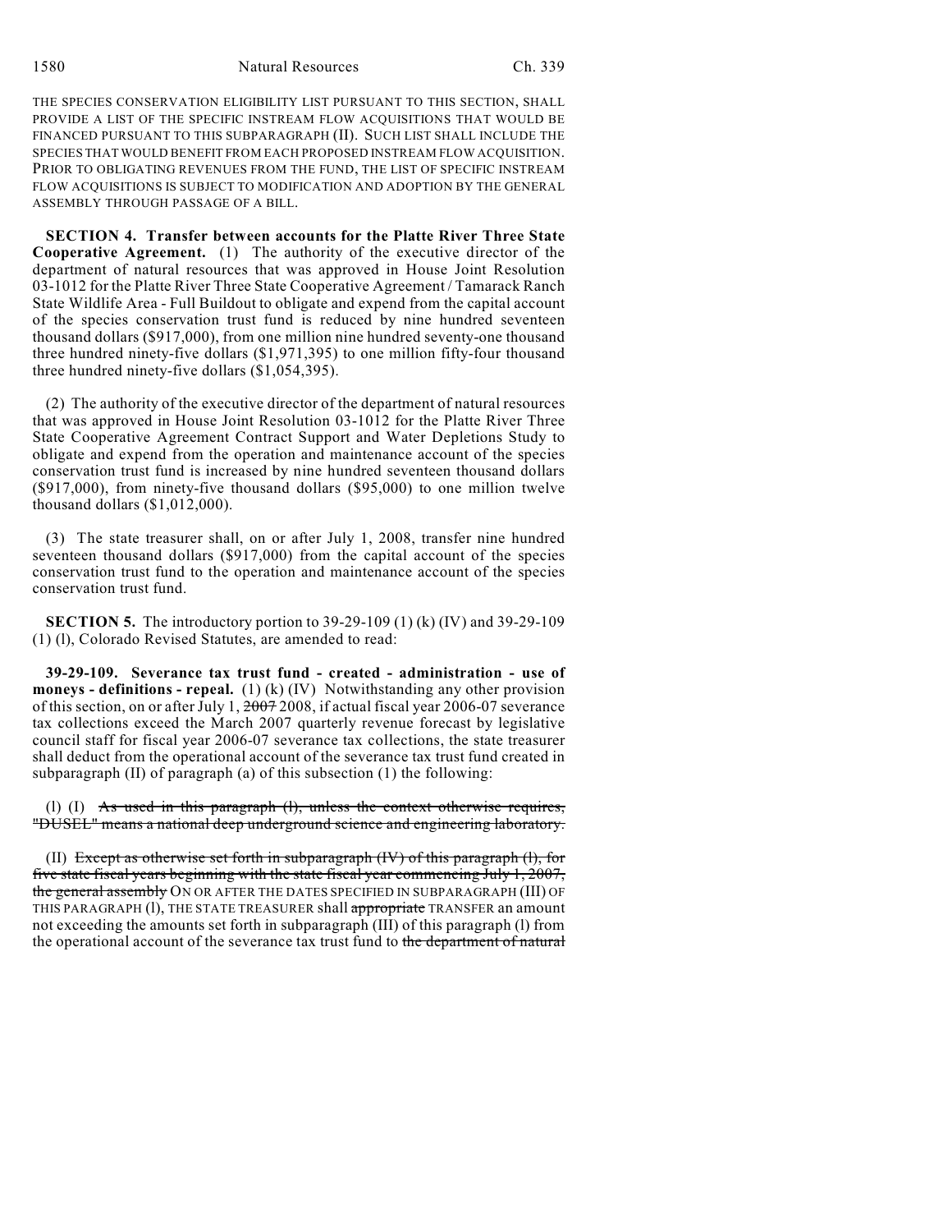THE SPECIES CONSERVATION ELIGIBILITY LIST PURSUANT TO THIS SECTION, SHALL PROVIDE A LIST OF THE SPECIFIC INSTREAM FLOW ACQUISITIONS THAT WOULD BE FINANCED PURSUANT TO THIS SUBPARAGRAPH (II). SUCH LIST SHALL INCLUDE THE SPECIES THAT WOULD BENEFIT FROM EACH PROPOSED INSTREAM FLOW ACQUISITION. PRIOR TO OBLIGATING REVENUES FROM THE FUND, THE LIST OF SPECIFIC INSTREAM FLOW ACQUISITIONS IS SUBJECT TO MODIFICATION AND ADOPTION BY THE GENERAL ASSEMBLY THROUGH PASSAGE OF A BILL.

**SECTION 4. Transfer between accounts for the Platte River Three State Cooperative Agreement.** (1) The authority of the executive director of the department of natural resources that was approved in House Joint Resolution 03-1012 for the Platte River Three State Cooperative Agreement / Tamarack Ranch State Wildlife Area - Full Buildout to obligate and expend from the capital account of the species conservation trust fund is reduced by nine hundred seventeen thousand dollars ($917,000), from one million nine hundred seventy-one thousand three hundred ninety-five dollars ($1,971,395) to one million fifty-four thousand three hundred ninety-five dollars ($1,054,395).

(2) The authority of the executive director of the department of natural resources that was approved in House Joint Resolution 03-1012 for the Platte River Three State Cooperative Agreement Contract Support and Water Depletions Study to obligate and expend from the operation and maintenance account of the species conservation trust fund is increased by nine hundred seventeen thousand dollars ($917,000), from ninety-five thousand dollars ($95,000) to one million twelve thousand dollars ($1,012,000).

(3) The state treasurer shall, on or after July 1, 2008, transfer nine hundred seventeen thousand dollars ($917,000) from the capital account of the species conservation trust fund to the operation and maintenance account of the species conservation trust fund.

**SECTION 5.** The introductory portion to 39-29-109 (1) (k) (IV) and 39-29-109 (1) (l), Colorado Revised Statutes, are amended to read:

**39-29-109. Severance tax trust fund - created - administration - use of moneys - definitions - repeal.** (1) (k) (IV) Notwithstanding any other provision of this section, on or after July 1, ~~2007~~ 2008, if actual fiscal year 2006-07 severance tax collections exceed the March 2007 quarterly revenue forecast by legislative council staff for fiscal year 2006-07 severance tax collections, the state treasurer shall deduct from the operational account of the severance tax trust fund created in subparagraph (II) of paragraph (a) of this subsection (1) the following:

(l) (I) ~~As used in this paragraph (l), unless the context otherwise requires, "DUSEL" means a national deep underground science and engineering laboratory.~~

(II) ~~Except as otherwise set forth in subparagraph (IV) of this paragraph (l), for five state fiscal years beginning with the state fiscal year commencing July 1, 2007, the general assembly~~ ON OR AFTER THE DATES SPECIFIED IN SUBPARAGRAPH (III) OF THIS PARAGRAPH (l), THE STATE TREASURER shall ~~appropriate~~ TRANSFER an amount not exceeding the amounts set forth in subparagraph (III) of this paragraph (l) from the operational account of the severance tax trust fund to ~~the department of natural~~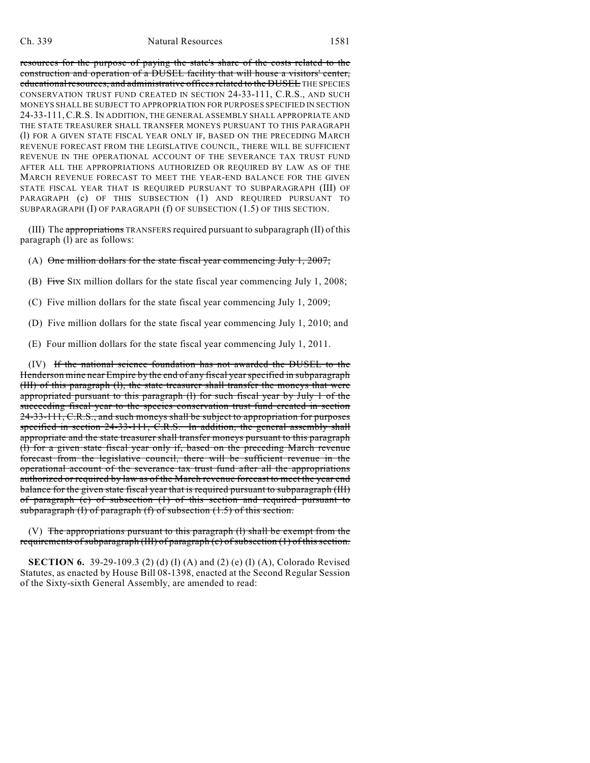resources for the purpose of paying the state's share of the costs related to the construction and operation of a DUSEL facility that will house a visitors' center, educational resources, and administrative offices related to the DUSEL THE SPECIES CONSERVATION TRUST FUND CREATED IN SECTION 24-33-111, C.R.S., AND SUCH MONEYS SHALL BE SUBJECT TO APPROPRIATION FOR PURPOSES SPECIFIED IN SECTION 24-33-111, C.R.S. IN ADDITION, THE GENERAL ASSEMBLY SHALL APPROPRIATE AND THE STATE TREASURER SHALL TRANSFER MONEYS PURSUANT TO THIS PARAGRAPH (l) FOR A GIVEN STATE FISCAL YEAR ONLY IF, BASED ON THE PRECEDING MARCH REVENUE FORECAST FROM THE LEGISLATIVE COUNCIL, THERE WILL BE SUFFICIENT REVENUE IN THE OPERATIONAL ACCOUNT OF THE SEVERANCE TAX TRUST FUND AFTER ALL THE APPROPRIATIONS AUTHORIZED OR REQUIRED BY LAW AS OF THE MARCH REVENUE FORECAST TO MEET THE YEAR-END BALANCE FOR THE GIVEN STATE FISCAL YEAR THAT IS REQUIRED PURSUANT TO SUBPARAGRAPH (III) OF PARAGRAPH (c) OF THIS SUBSECTION (1) AND REQUIRED PURSUANT TO SUBPARAGRAPH (I) OF PARAGRAPH (f) OF SUBSECTION (1.5) OF THIS SECTION.

(III) The appropriations TRANSFERS required pursuant to subparagraph (II) of this paragraph (l) are as follows:

(A) One million dollars for the state fiscal year commencing July 1, 2007;

(B) Five SIX million dollars for the state fiscal year commencing July 1, 2008;

(C) Five million dollars for the state fiscal year commencing July 1, 2009;

(D) Five million dollars for the state fiscal year commencing July 1, 2010; and

(E) Four million dollars for the state fiscal year commencing July 1, 2011.

(IV) If the national science foundation has not awarded the DUSEL to the Henderson mine near Empire by the end of any fiscal year specified in subparagraph (III) of this paragraph (l), the state treasurer shall transfer the moneys that were appropriated pursuant to this paragraph (l) for such fiscal year by July 1 of the succeeding fiscal year to the species conservation trust fund created in section 24-33-111, C.R.S., and such moneys shall be subject to appropriation for purposes specified in section 24-33-111, C.R.S. In addition, the general assembly shall appropriate and the state treasurer shall transfer moneys pursuant to this paragraph (l) for a given state fiscal year only if, based on the preceding March revenue forecast from the legislative council, there will be sufficient revenue in the operational account of the severance tax trust fund after all the appropriations authorized or required by law as of the March revenue forecast to meet the year end balance for the given state fiscal year that is required pursuant to subparagraph (III) of paragraph (c) of subsection (1) of this section and required pursuant to subparagraph (I) of paragraph (f) of subsection (1.5) of this section.

(V) The appropriations pursuant to this paragraph (l) shall be exempt from the requirements of subparagraph (III) of paragraph (c) of subsection (1) of this section.

**SECTION 6.** 39-29-109.3 (2) (d) (I) (A) and (2) (e) (I) (A), Colorado Revised Statutes, as enacted by House Bill 08-1398, enacted at the Second Regular Session of the Sixty-sixth General Assembly, are amended to read: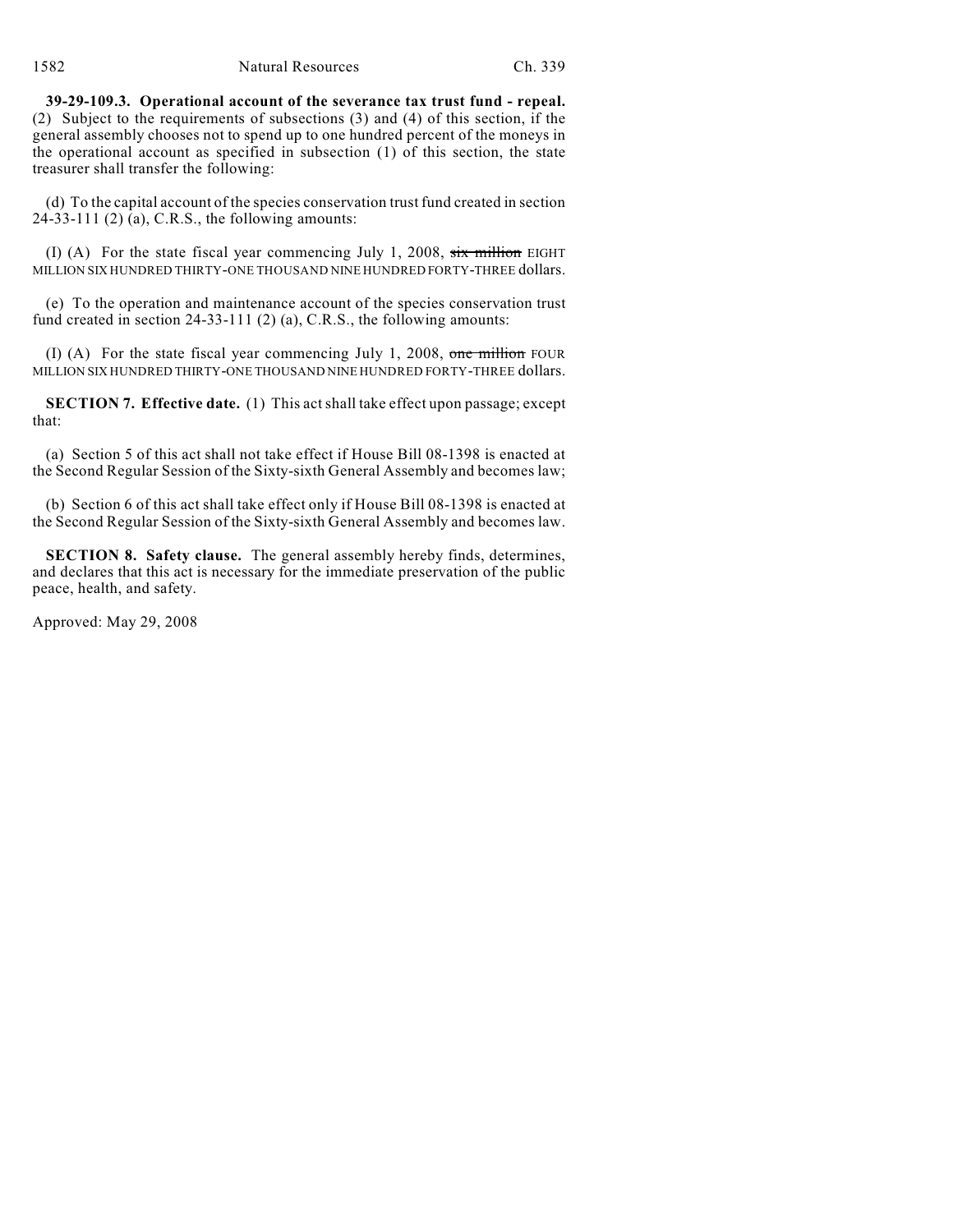**39-29-109.3. Operational account of the severance tax trust fund - repeal.** (2) Subject to the requirements of subsections (3) and (4) of this section, if the general assembly chooses not to spend up to one hundred percent of the moneys in the operational account as specified in subsection (1) of this section, the state treasurer shall transfer the following:

(d) To the capital account of the species conservation trust fund created in section 24-33-111 (2) (a), C.R.S., the following amounts:

(I) (A) For the state fiscal year commencing July 1, 2008, ~~six million~~ EIGHT MILLION SIX HUNDRED THIRTY-ONE THOUSAND NINE HUNDRED FORTY-THREE dollars.

(e) To the operation and maintenance account of the species conservation trust fund created in section 24-33-111 (2) (a), C.R.S., the following amounts:

(I) (A) For the state fiscal year commencing July 1, 2008, ~~one million~~ FOUR MILLION SIX HUNDRED THIRTY-ONE THOUSAND NINE HUNDRED FORTY-THREE dollars.

**SECTION 7. Effective date.** (1) This act shall take effect upon passage; except that:

(a) Section 5 of this act shall not take effect if House Bill 08-1398 is enacted at the Second Regular Session of the Sixty-sixth General Assembly and becomes law;

(b) Section 6 of this act shall take effect only if House Bill 08-1398 is enacted at the Second Regular Session of the Sixty-sixth General Assembly and becomes law.

**SECTION 8. Safety clause.** The general assembly hereby finds, determines, and declares that this act is necessary for the immediate preservation of the public peace, health, and safety.

Approved: May 29, 2008